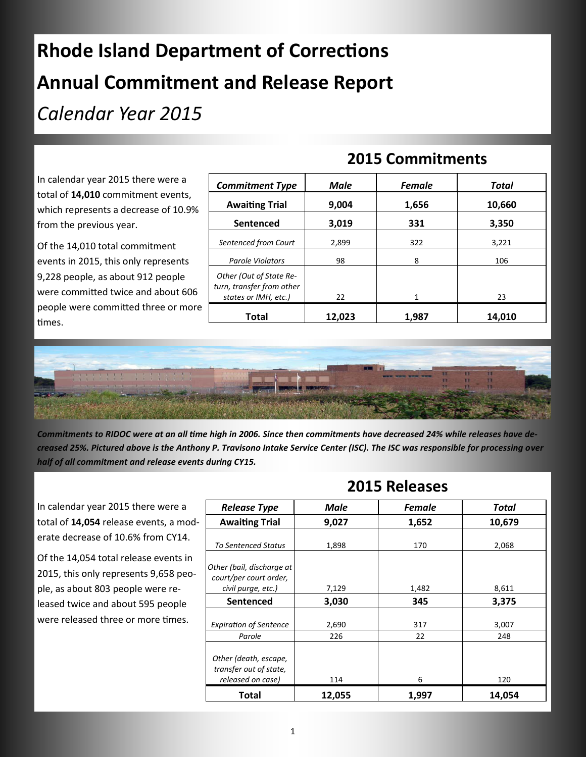# Rhode Island Department of Corrections

# Annual Commitment and Release Report

## *Calendar Year 2015*

## 2015 Commitments

In calendar year 2015 there were a total of **14,010** commitment events, which represents a decrease of 10.9% from the previous year.

Of the 14,010 total commitment events in 2015, this only represents 9,228 people, as about 912 people were committed twice and about 606 people were committed three or more times.

| *Commitment Type* | *Male* | *Female* | *Total* |
|---|---|---|---|
| **Awaiting Trial** | **9,004** | **1,656** | **10,660** |
| **Sentenced** | **3,019** | **331** | **3,350** |
| *Sentenced from Court* | 2,899 | 322 | 3,221 |
| *Parole Violators* | 98 | 8 | 106 |
| *Other (Out of State Return, transfer from other states or IMH, etc.)* | 22 | 1 | 23 |
| **Total** | **12,023** | **1,987** | **14,010** |

***Commitments to RIDOC were at an all time high in 2006. Since then commitments have decreased 24% while releases have decreased 25%. Pictured above is the Anthony P. Travisono Intake Service Center (ISC). The ISC was responsible for processing over half of all commitment and release events during CY15.***

## 2015 Releases

In calendar year 2015 there were a total of **14,054** release events, a moderate decrease of 10.6% from CY14.

Of the 14,054 total release events in 2015, this only represents 9,658 people, as about 803 people were released twice and about 595 people were released three or more times.

| *Release Type* | *Male* | *Female* | *Total* |
|---|---|---|---|
| **Awaiting Trial** | **9,027** | **1,652** | **10,679** |
| *To Sentenced Status* | 1,898 | 170 | 2,068 |
| *Other (bail, discharge at court/per court order, civil purge, etc.)* | 7,129 | 1,482 | 8,611 |
| **Sentenced** | **3,030** | **345** | **3,375** |
| *Expiration of Sentence* | 2,690 | 317 | 3,007 |
| *Parole* | 226 | 22 | 248 |
| *Other (death, escape, transfer out of state, released on case)* | 114 | 6 | 120 |
| **Total** | **12,055** | **1,997** | **14,054** |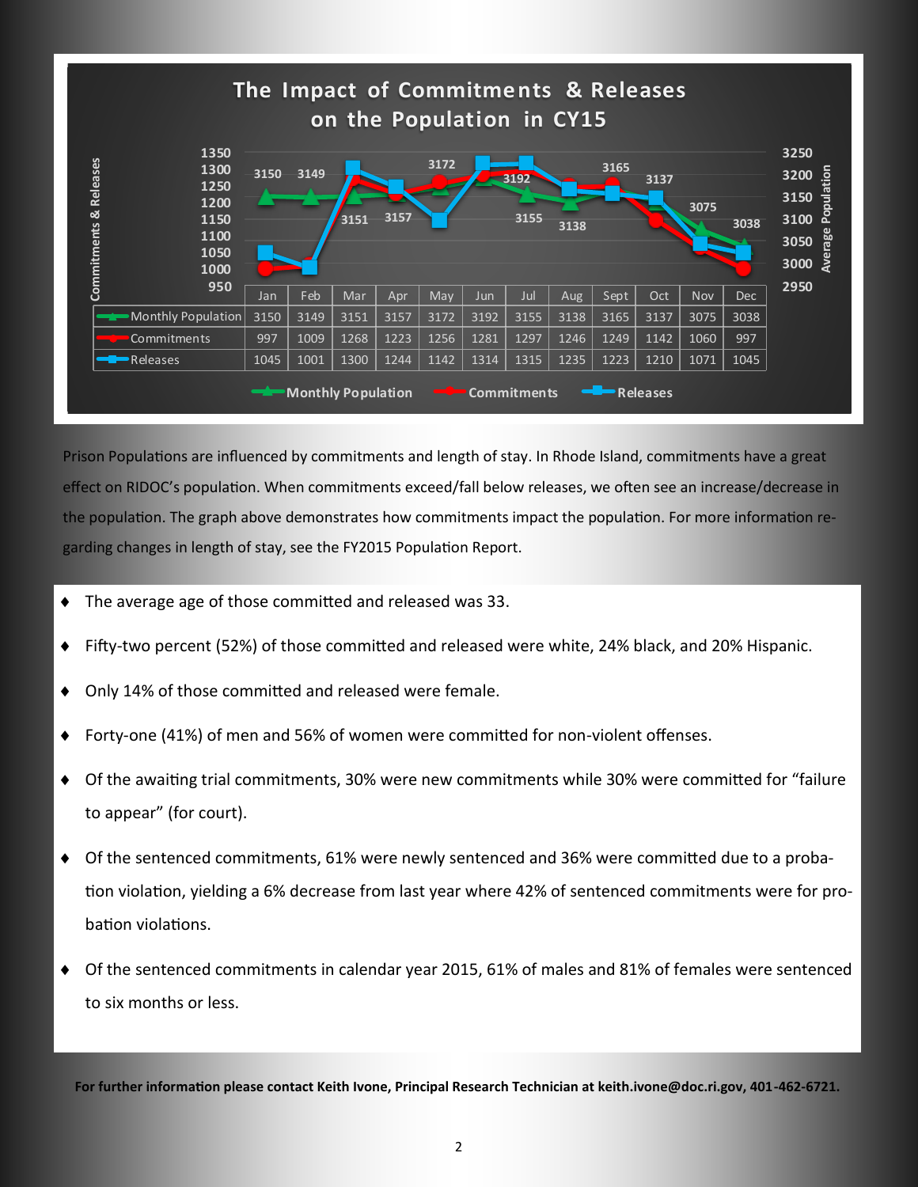## The Impact of Commitments & Releases on the Population in CY15

| | Jan | Feb | Mar | Apr | May | Jun | Jul | Aug | Sept | Oct | Nov | Dec |
|---|---|---|---|---|---|---|---|---|---|---|---|---|
| Monthly Population | 3150 | 3149 | 3151 | 3157 | 3172 | 3192 | 3155 | 3138 | 3165 | 3137 | 3075 | 3038 |
| Commitments | 997 | 1009 | 1268 | 1223 | 1256 | 1281 | 1297 | 1246 | 1249 | 1142 | 1060 | 997 |
| Releases | 1045 | 1001 | 1300 | 1244 | 1142 | 1314 | 1315 | 1235 | 1223 | 1210 | 1071 | 1045 |

Prison Populations are influenced by commitments and length of stay. In Rhode Island, commitments have a great effect on RIDOC's population. When commitments exceed/fall below releases, we often see an increase/decrease in the population. The graph above demonstrates how commitments impact the population. For more information regarding changes in length of stay, see the FY2015 Population Report.

- The average age of those committed and released was 33.
- Fifty-two percent (52%) of those committed and released were white, 24% black, and 20% Hispanic.
- Only 14% of those committed and released were female.
- Forty-one (41%) of men and 56% of women were committed for non-violent offenses.
- Of the awaiting trial commitments, 30% were new commitments while 30% were committed for "failure to appear" (for court).
- Of the sentenced commitments, 61% were newly sentenced and 36% were committed due to a probation violation, yielding a 6% decrease from last year where 42% of sentenced commitments were for probation violations.
- Of the sentenced commitments in calendar year 2015, 61% of males and 81% of females were sentenced to six months or less.

**For further information please contact Keith Ivone, Principal Research Technician at keith.ivone@doc.ri.gov, 401-462-6721.**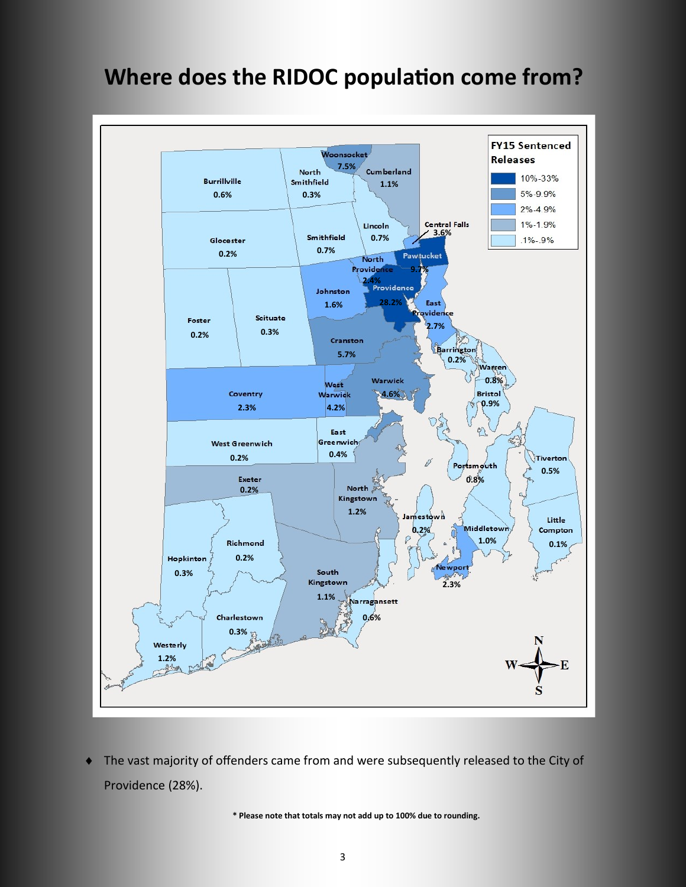# Where does the RIDOC population come from?

FY15 Sentenced Releases

10%-33%
5%-9.9%
2%-4.9%
1%-1.9%
.1%-.9%

Woonsocket 7.5%
North Smithfield 0.3%
Cumberland 1.1%
Burrillville 0.6%
Lincoln 0.7%
Central Falls 3.6%
Glocester 0.2%
Smithfield 0.7%
Pawtucket 9.7%
North Providence 2.4%
Providence 28.2%
Johnston 1.6%
East Providence 2.7%
Foster 0.2%
Scituate 0.3%
Cranston 5.7%
Barrington 0.2%
Warren 0.8%
Warwick 4.6%
West Warwick 4.2%
Coventry 2.3%
Bristol 0.9%
East Greenwich 0.4%
West Greenwich 0.2%
Tiverton 0.5%
Portsmouth 0.8%
Exeter 0.2%
North Kingstown 1.2%
Jamestown 0.2%
Little Compton 0.1%
Middletown 1.0%
Richmond 0.2%
Hopkinton 0.3%
Newport 2.3%
South Kingstown 1.1%
Narragansett 0.6%
Charlestown 0.3%
Westerly 1.2%

N
W E
S

- The vast majority of offenders came from and were subsequently released to the City of Providence (28%).

**\* Please note that totals may not add up to 100% due to rounding.**